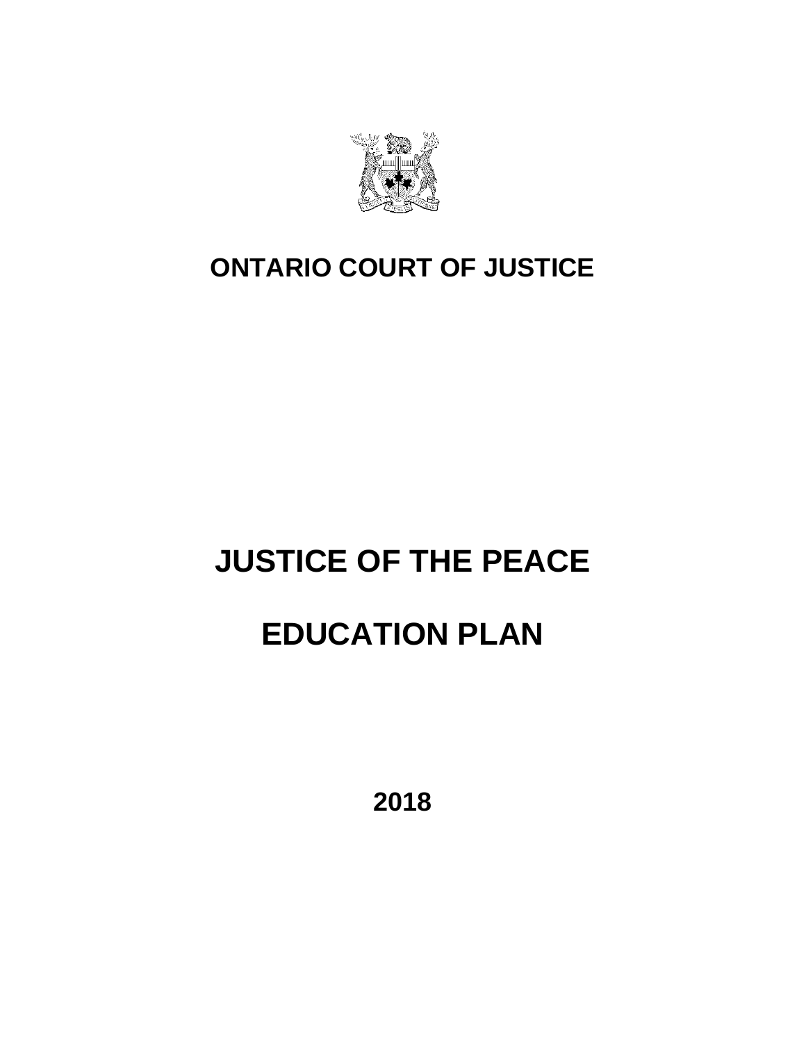# ONTARIO COURT OF JUSTICE

# JUSTICE OF THE PEACE

# EDUCATION PLAN

**2018**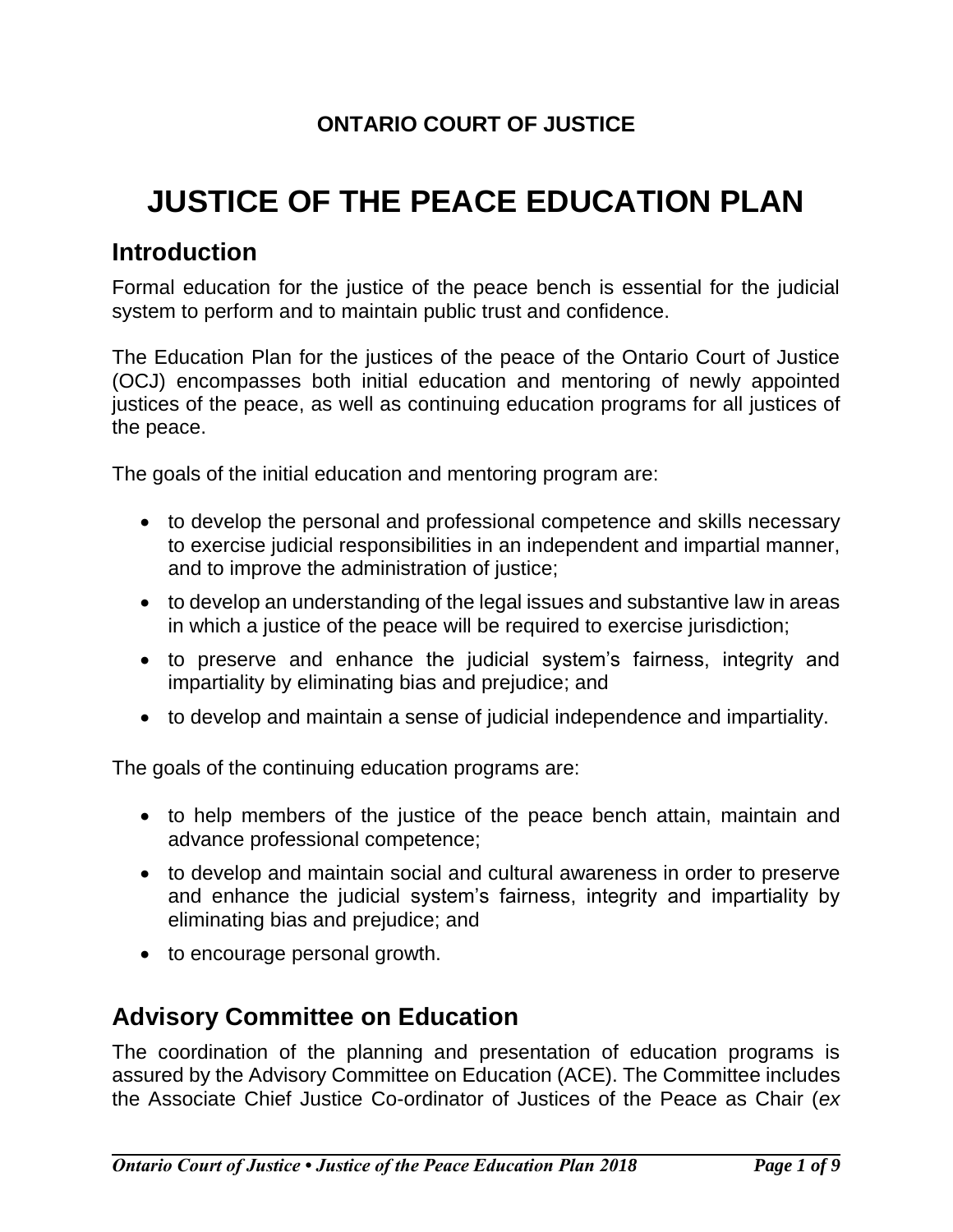**ONTARIO COURT OF JUSTICE**

# JUSTICE OF THE PEACE EDUCATION PLAN

## Introduction

Formal education for the justice of the peace bench is essential for the judicial system to perform and to maintain public trust and confidence.

The Education Plan for the justices of the peace of the Ontario Court of Justice (OCJ) encompasses both initial education and mentoring of newly appointed justices of the peace, as well as continuing education programs for all justices of the peace.

The goals of the initial education and mentoring program are:

- to develop the personal and professional competence and skills necessary to exercise judicial responsibilities in an independent and impartial manner, and to improve the administration of justice;
- to develop an understanding of the legal issues and substantive law in areas in which a justice of the peace will be required to exercise jurisdiction;
- to preserve and enhance the judicial system's fairness, integrity and impartiality by eliminating bias and prejudice; and
- to develop and maintain a sense of judicial independence and impartiality.

The goals of the continuing education programs are:

- to help members of the justice of the peace bench attain, maintain and advance professional competence;
- to develop and maintain social and cultural awareness in order to preserve and enhance the judicial system's fairness, integrity and impartiality by eliminating bias and prejudice; and
- to encourage personal growth.

## Advisory Committee on Education

The coordination of the planning and presentation of education programs is assured by the Advisory Committee on Education (ACE). The Committee includes the Associate Chief Justice Co-ordinator of Justices of the Peace as Chair (*ex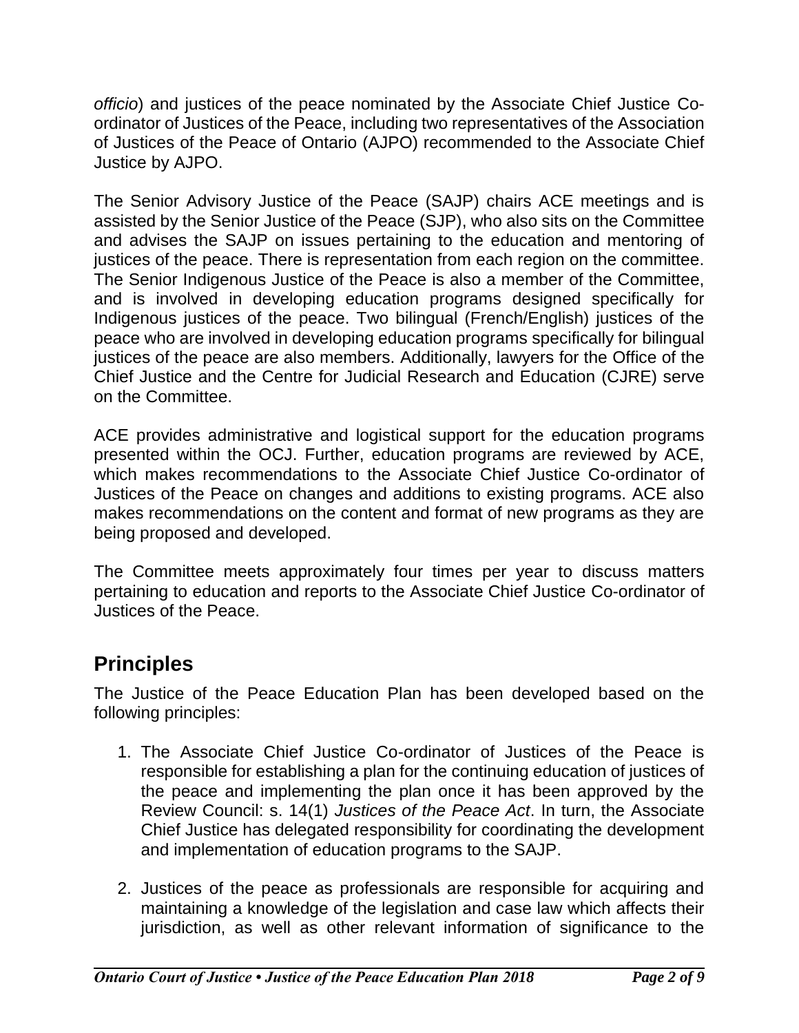*officio*) and justices of the peace nominated by the Associate Chief Justice Co-ordinator of Justices of the Peace, including two representatives of the Association of Justices of the Peace of Ontario (AJPO) recommended to the Associate Chief Justice by AJPO.

The Senior Advisory Justice of the Peace (SAJP) chairs ACE meetings and is assisted by the Senior Justice of the Peace (SJP), who also sits on the Committee and advises the SAJP on issues pertaining to the education and mentoring of justices of the peace. There is representation from each region on the committee. The Senior Indigenous Justice of the Peace is also a member of the Committee, and is involved in developing education programs designed specifically for Indigenous justices of the peace. Two bilingual (French/English) justices of the peace who are involved in developing education programs specifically for bilingual justices of the peace are also members. Additionally, lawyers for the Office of the Chief Justice and the Centre for Judicial Research and Education (CJRE) serve on the Committee.

ACE provides administrative and logistical support for the education programs presented within the OCJ. Further, education programs are reviewed by ACE, which makes recommendations to the Associate Chief Justice Co-ordinator of Justices of the Peace on changes and additions to existing programs. ACE also makes recommendations on the content and format of new programs as they are being proposed and developed.

The Committee meets approximately four times per year to discuss matters pertaining to education and reports to the Associate Chief Justice Co-ordinator of Justices of the Peace.

## Principles

The Justice of the Peace Education Plan has been developed based on the following principles:

1. The Associate Chief Justice Co-ordinator of Justices of the Peace is responsible for establishing a plan for the continuing education of justices of the peace and implementing the plan once it has been approved by the Review Council: s. 14(1) *Justices of the Peace Act*. In turn, the Associate Chief Justice has delegated responsibility for coordinating the development and implementation of education programs to the SAJP.

2. Justices of the peace as professionals are responsible for acquiring and maintaining a knowledge of the legislation and case law which affects their jurisdiction, as well as other relevant information of significance to the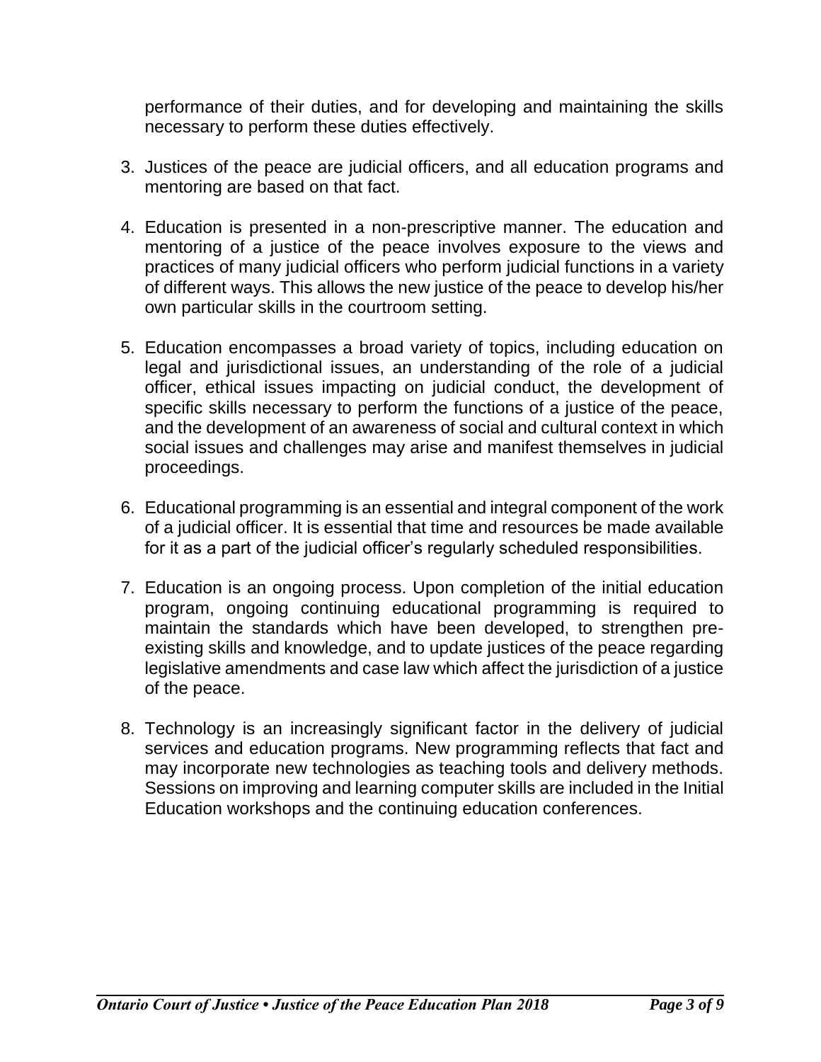performance of their duties, and for developing and maintaining the skills necessary to perform these duties effectively.

3. Justices of the peace are judicial officers, and all education programs and mentoring are based on that fact.

4. Education is presented in a non-prescriptive manner. The education and mentoring of a justice of the peace involves exposure to the views and practices of many judicial officers who perform judicial functions in a variety of different ways. This allows the new justice of the peace to develop his/her own particular skills in the courtroom setting.

5. Education encompasses a broad variety of topics, including education on legal and jurisdictional issues, an understanding of the role of a judicial officer, ethical issues impacting on judicial conduct, the development of specific skills necessary to perform the functions of a justice of the peace, and the development of an awareness of social and cultural context in which social issues and challenges may arise and manifest themselves in judicial proceedings.

6. Educational programming is an essential and integral component of the work of a judicial officer. It is essential that time and resources be made available for it as a part of the judicial officer's regularly scheduled responsibilities.

7. Education is an ongoing process. Upon completion of the initial education program, ongoing continuing educational programming is required to maintain the standards which have been developed, to strengthen pre-existing skills and knowledge, and to update justices of the peace regarding legislative amendments and case law which affect the jurisdiction of a justice of the peace.

8. Technology is an increasingly significant factor in the delivery of judicial services and education programs. New programming reflects that fact and may incorporate new technologies as teaching tools and delivery methods. Sessions on improving and learning computer skills are included in the Initial Education workshops and the continuing education conferences.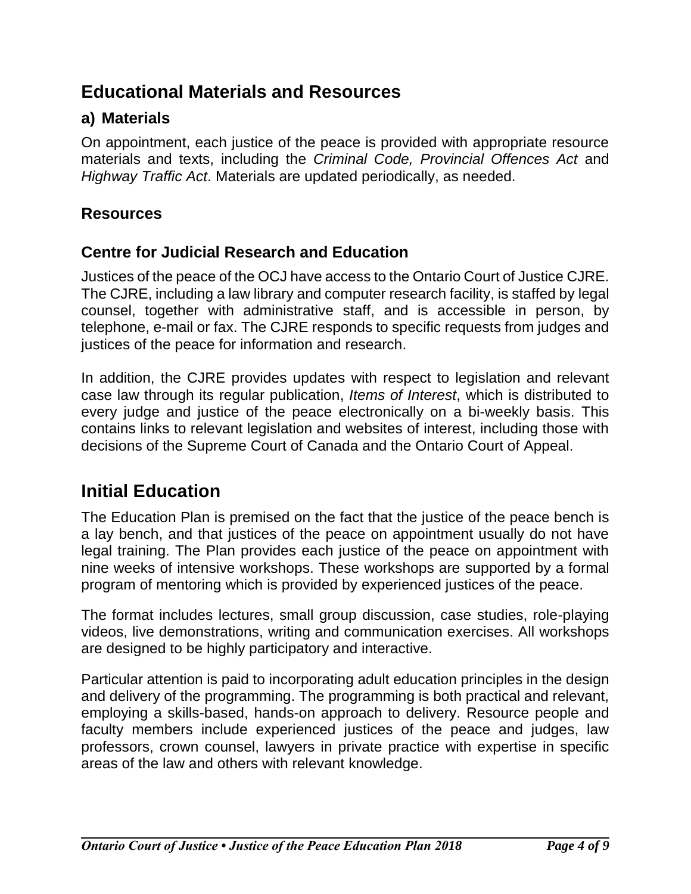## Educational Materials and Resources

### a) Materials

On appointment, each justice of the peace is provided with appropriate resource materials and texts, including the *Criminal Code, Provincial Offences Act* and *Highway Traffic Act*. Materials are updated periodically, as needed.

### Resources

### Centre for Judicial Research and Education

Justices of the peace of the OCJ have access to the Ontario Court of Justice CJRE. The CJRE, including a law library and computer research facility, is staffed by legal counsel, together with administrative staff, and is accessible in person, by telephone, e-mail or fax. The CJRE responds to specific requests from judges and justices of the peace for information and research.

In addition, the CJRE provides updates with respect to legislation and relevant case law through its regular publication, *Items of Interest*, which is distributed to every judge and justice of the peace electronically on a bi-weekly basis. This contains links to relevant legislation and websites of interest, including those with decisions of the Supreme Court of Canada and the Ontario Court of Appeal.

## Initial Education

The Education Plan is premised on the fact that the justice of the peace bench is a lay bench, and that justices of the peace on appointment usually do not have legal training. The Plan provides each justice of the peace on appointment with nine weeks of intensive workshops. These workshops are supported by a formal program of mentoring which is provided by experienced justices of the peace.

The format includes lectures, small group discussion, case studies, role-playing videos, live demonstrations, writing and communication exercises. All workshops are designed to be highly participatory and interactive.

Particular attention is paid to incorporating adult education principles in the design and delivery of the programming. The programming is both practical and relevant, employing a skills-based, hands-on approach to delivery. Resource people and faculty members include experienced justices of the peace and judges, law professors, crown counsel, lawyers in private practice with expertise in specific areas of the law and others with relevant knowledge.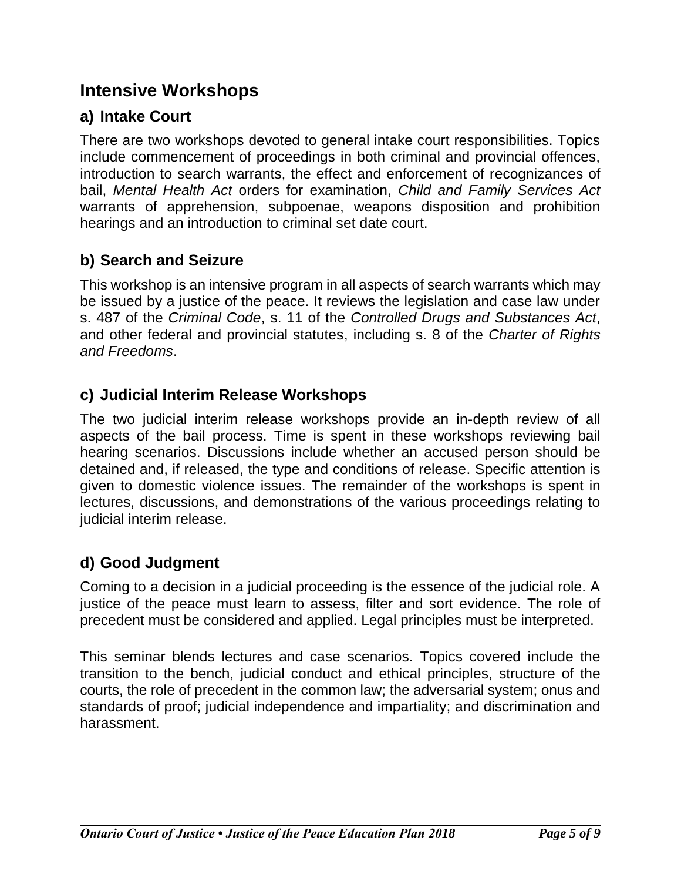## Intensive Workshops

### a) Intake Court

There are two workshops devoted to general intake court responsibilities. Topics include commencement of proceedings in both criminal and provincial offences, introduction to search warrants, the effect and enforcement of recognizances of bail, *Mental Health Act* orders for examination, *Child and Family Services Act* warrants of apprehension, subpoenae, weapons disposition and prohibition hearings and an introduction to criminal set date court.

### b) Search and Seizure

This workshop is an intensive program in all aspects of search warrants which may be issued by a justice of the peace. It reviews the legislation and case law under s. 487 of the *Criminal Code*, s. 11 of the *Controlled Drugs and Substances Act*, and other federal and provincial statutes, including s. 8 of the *Charter of Rights and Freedoms*.

### c) Judicial Interim Release Workshops

The two judicial interim release workshops provide an in-depth review of all aspects of the bail process. Time is spent in these workshops reviewing bail hearing scenarios. Discussions include whether an accused person should be detained and, if released, the type and conditions of release. Specific attention is given to domestic violence issues. The remainder of the workshops is spent in lectures, discussions, and demonstrations of the various proceedings relating to judicial interim release.

### d) Good Judgment

Coming to a decision in a judicial proceeding is the essence of the judicial role. A justice of the peace must learn to assess, filter and sort evidence. The role of precedent must be considered and applied. Legal principles must be interpreted.

This seminar blends lectures and case scenarios. Topics covered include the transition to the bench, judicial conduct and ethical principles, structure of the courts, the role of precedent in the common law; the adversarial system; onus and standards of proof; judicial independence and impartiality; and discrimination and harassment.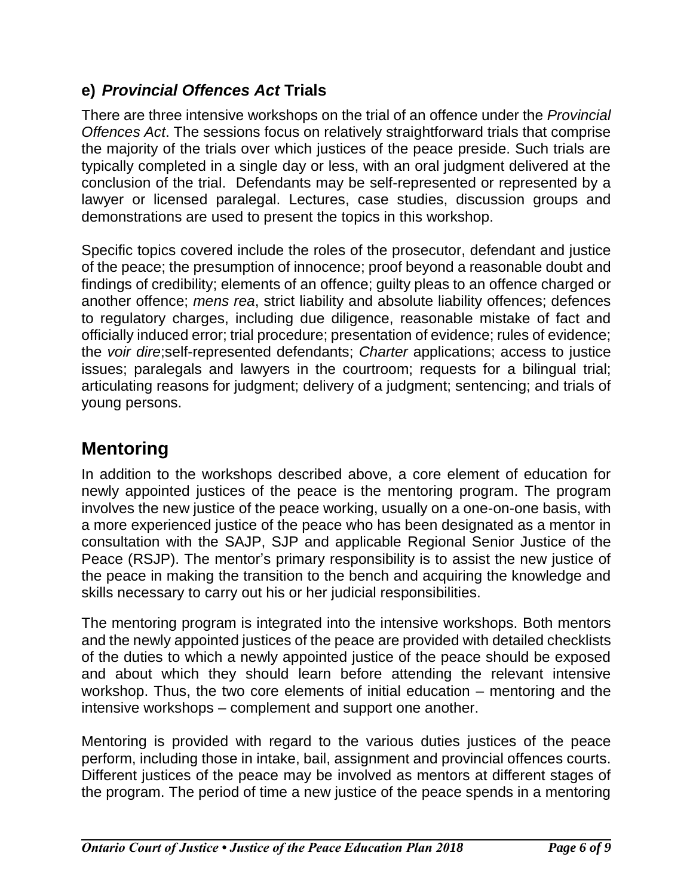### e) *Provincial Offences Act* Trials

There are three intensive workshops on the trial of an offence under the *Provincial Offences Act*. The sessions focus on relatively straightforward trials that comprise the majority of the trials over which justices of the peace preside. Such trials are typically completed in a single day or less, with an oral judgment delivered at the conclusion of the trial. Defendants may be self-represented or represented by a lawyer or licensed paralegal. Lectures, case studies, discussion groups and demonstrations are used to present the topics in this workshop.

Specific topics covered include the roles of the prosecutor, defendant and justice of the peace; the presumption of innocence; proof beyond a reasonable doubt and findings of credibility; elements of an offence; guilty pleas to an offence charged or another offence; *mens rea*, strict liability and absolute liability offences; defences to regulatory charges, including due diligence, reasonable mistake of fact and officially induced error; trial procedure; presentation of evidence; rules of evidence; the *voir dire*;self-represented defendants; *Charter* applications; access to justice issues; paralegals and lawyers in the courtroom; requests for a bilingual trial; articulating reasons for judgment; delivery of a judgment; sentencing; and trials of young persons.

## Mentoring

In addition to the workshops described above, a core element of education for newly appointed justices of the peace is the mentoring program. The program involves the new justice of the peace working, usually on a one-on-one basis, with a more experienced justice of the peace who has been designated as a mentor in consultation with the SAJP, SJP and applicable Regional Senior Justice of the Peace (RSJP). The mentor's primary responsibility is to assist the new justice of the peace in making the transition to the bench and acquiring the knowledge and skills necessary to carry out his or her judicial responsibilities.

The mentoring program is integrated into the intensive workshops. Both mentors and the newly appointed justices of the peace are provided with detailed checklists of the duties to which a newly appointed justice of the peace should be exposed and about which they should learn before attending the relevant intensive workshop. Thus, the two core elements of initial education – mentoring and the intensive workshops – complement and support one another.

Mentoring is provided with regard to the various duties justices of the peace perform, including those in intake, bail, assignment and provincial offences courts. Different justices of the peace may be involved as mentors at different stages of the program. The period of time a new justice of the peace spends in a mentoring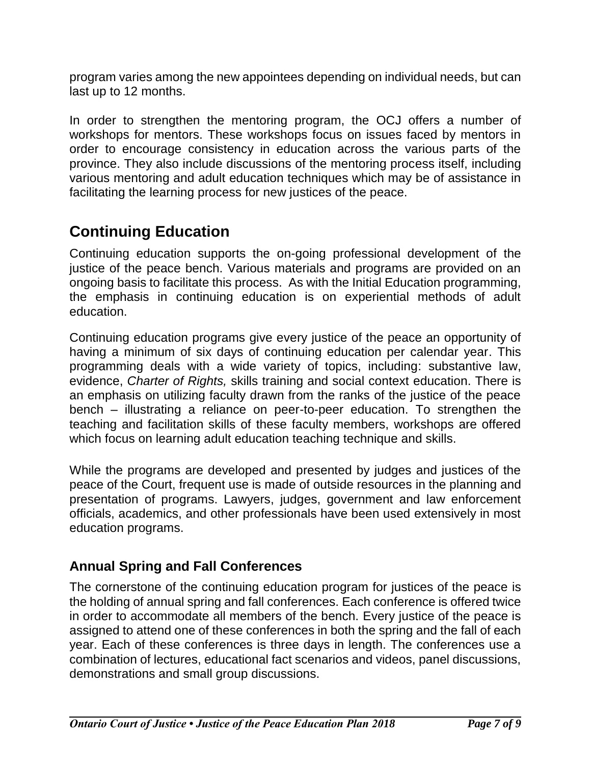program varies among the new appointees depending on individual needs, but can last up to 12 months.

In order to strengthen the mentoring program, the OCJ offers a number of workshops for mentors. These workshops focus on issues faced by mentors in order to encourage consistency in education across the various parts of the province. They also include discussions of the mentoring process itself, including various mentoring and adult education techniques which may be of assistance in facilitating the learning process for new justices of the peace.

## Continuing Education

Continuing education supports the on-going professional development of the justice of the peace bench. Various materials and programs are provided on an ongoing basis to facilitate this process. As with the Initial Education programming, the emphasis in continuing education is on experiential methods of adult education.

Continuing education programs give every justice of the peace an opportunity of having a minimum of six days of continuing education per calendar year. This programming deals with a wide variety of topics, including: substantive law, evidence, *Charter of Rights,* skills training and social context education. There is an emphasis on utilizing faculty drawn from the ranks of the justice of the peace bench – illustrating a reliance on peer-to-peer education. To strengthen the teaching and facilitation skills of these faculty members, workshops are offered which focus on learning adult education teaching technique and skills.

While the programs are developed and presented by judges and justices of the peace of the Court, frequent use is made of outside resources in the planning and presentation of programs. Lawyers, judges, government and law enforcement officials, academics, and other professionals have been used extensively in most education programs.

### Annual Spring and Fall Conferences

The cornerstone of the continuing education program for justices of the peace is the holding of annual spring and fall conferences. Each conference is offered twice in order to accommodate all members of the bench. Every justice of the peace is assigned to attend one of these conferences in both the spring and the fall of each year. Each of these conferences is three days in length. The conferences use a combination of lectures, educational fact scenarios and videos, panel discussions, demonstrations and small group discussions.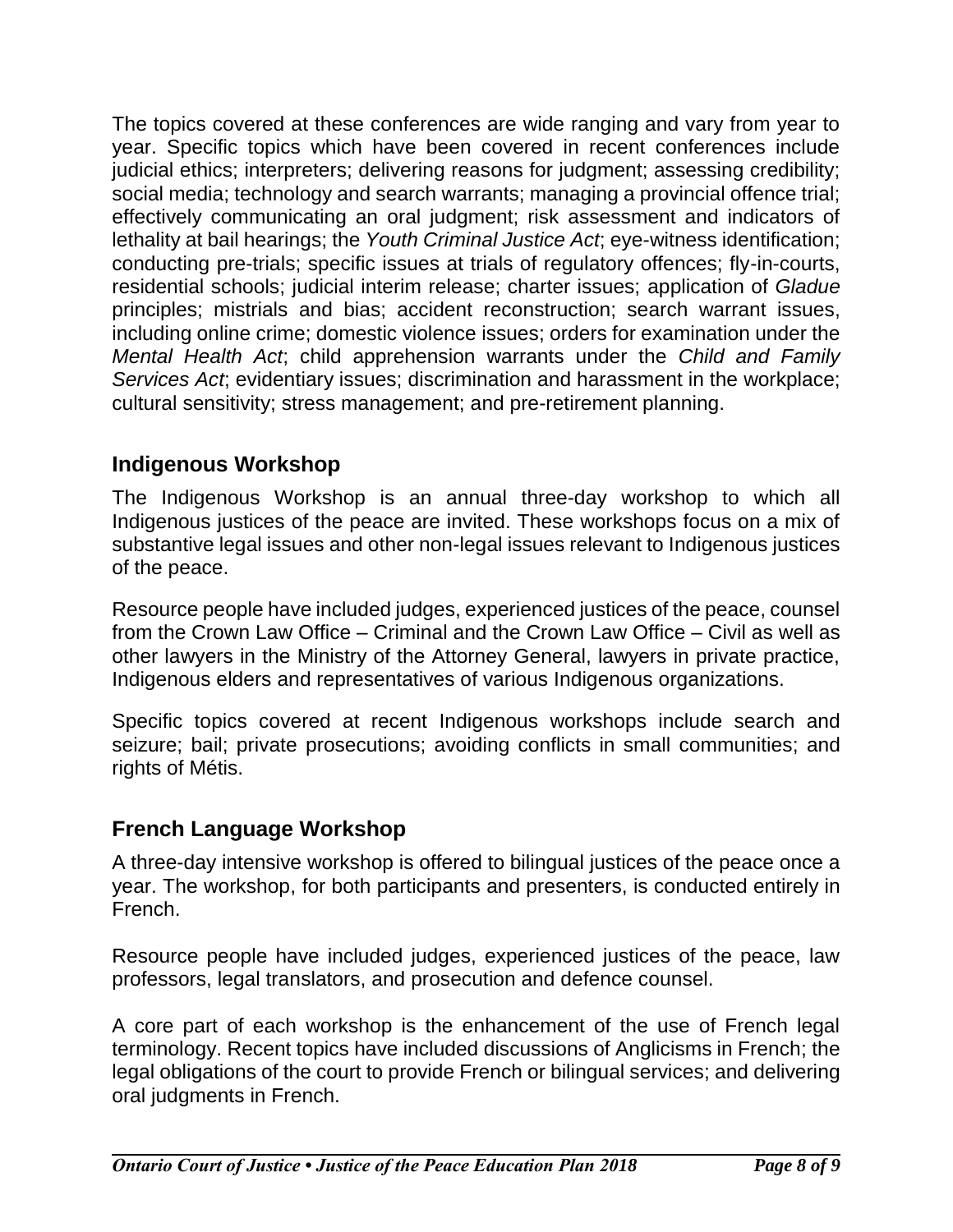The topics covered at these conferences are wide ranging and vary from year to year. Specific topics which have been covered in recent conferences include judicial ethics; interpreters; delivering reasons for judgment; assessing credibility; social media; technology and search warrants; managing a provincial offence trial; effectively communicating an oral judgment; risk assessment and indicators of lethality at bail hearings; the *Youth Criminal Justice Act*; eye-witness identification; conducting pre-trials; specific issues at trials of regulatory offences; fly-in-courts, residential schools; judicial interim release; charter issues; application of *Gladue* principles; mistrials and bias; accident reconstruction; search warrant issues, including online crime; domestic violence issues; orders for examination under the *Mental Health Act*; child apprehension warrants under the *Child and Family Services Act*; evidentiary issues; discrimination and harassment in the workplace; cultural sensitivity; stress management; and pre-retirement planning.

## Indigenous Workshop

The Indigenous Workshop is an annual three-day workshop to which all Indigenous justices of the peace are invited. These workshops focus on a mix of substantive legal issues and other non-legal issues relevant to Indigenous justices of the peace.

Resource people have included judges, experienced justices of the peace, counsel from the Crown Law Office – Criminal and the Crown Law Office – Civil as well as other lawyers in the Ministry of the Attorney General, lawyers in private practice, Indigenous elders and representatives of various Indigenous organizations.

Specific topics covered at recent Indigenous workshops include search and seizure; bail; private prosecutions; avoiding conflicts in small communities; and rights of Métis.

## French Language Workshop

A three-day intensive workshop is offered to bilingual justices of the peace once a year. The workshop, for both participants and presenters, is conducted entirely in French.

Resource people have included judges, experienced justices of the peace, law professors, legal translators, and prosecution and defence counsel.

A core part of each workshop is the enhancement of the use of French legal terminology. Recent topics have included discussions of Anglicisms in French; the legal obligations of the court to provide French or bilingual services; and delivering oral judgments in French.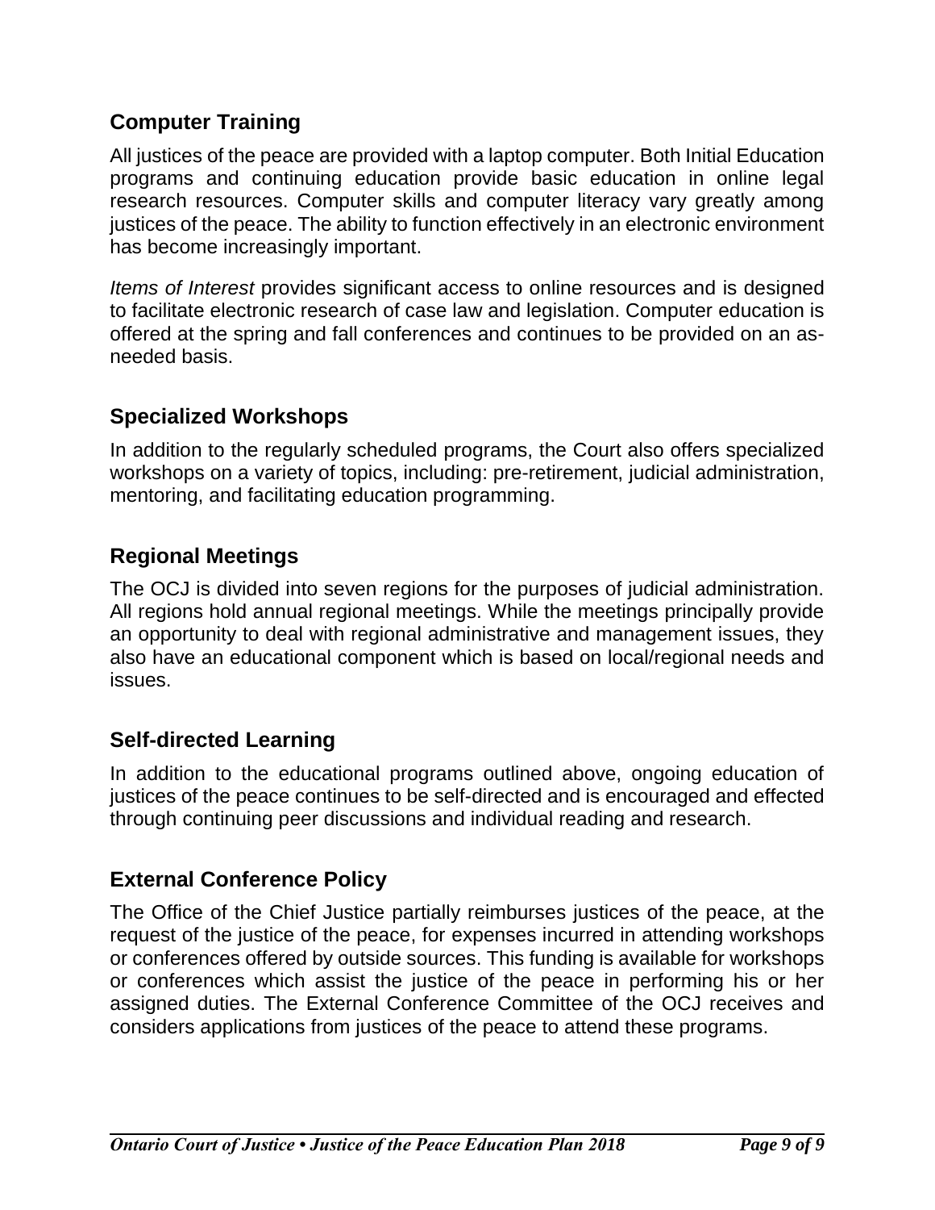## Computer Training

All justices of the peace are provided with a laptop computer. Both Initial Education programs and continuing education provide basic education in online legal research resources. Computer skills and computer literacy vary greatly among justices of the peace. The ability to function effectively in an electronic environment has become increasingly important.

*Items of Interest* provides significant access to online resources and is designed to facilitate electronic research of case law and legislation. Computer education is offered at the spring and fall conferences and continues to be provided on an as-needed basis.

## Specialized Workshops

In addition to the regularly scheduled programs, the Court also offers specialized workshops on a variety of topics, including: pre-retirement, judicial administration, mentoring, and facilitating education programming.

## Regional Meetings

The OCJ is divided into seven regions for the purposes of judicial administration. All regions hold annual regional meetings. While the meetings principally provide an opportunity to deal with regional administrative and management issues, they also have an educational component which is based on local/regional needs and issues.

## Self-directed Learning

In addition to the educational programs outlined above, ongoing education of justices of the peace continues to be self-directed and is encouraged and effected through continuing peer discussions and individual reading and research.

## External Conference Policy

The Office of the Chief Justice partially reimburses justices of the peace, at the request of the justice of the peace, for expenses incurred in attending workshops or conferences offered by outside sources. This funding is available for workshops or conferences which assist the justice of the peace in performing his or her assigned duties. The External Conference Committee of the OCJ receives and considers applications from justices of the peace to attend these programs.